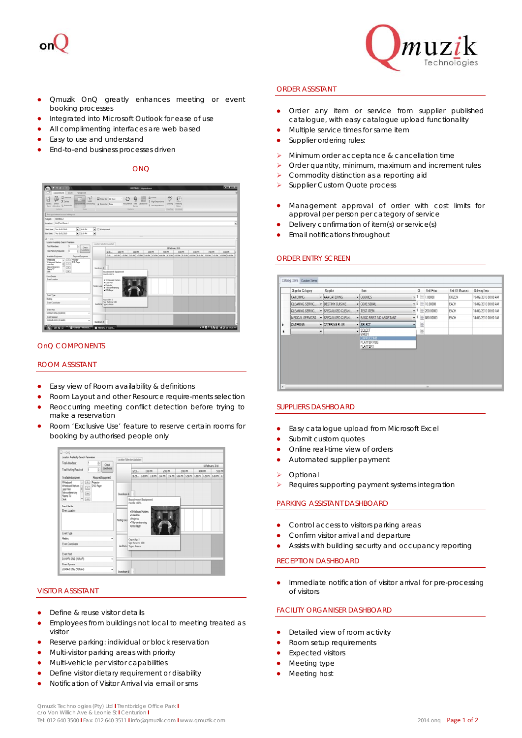onQ

Qmuzik Technologies

- Qmuzik OnQ greatly enhances meeting or event booking processes
- Integrated into Microsoft Outlook for ease of use
- All complimenting interfaces are web based
- Easy to use and understand
- End-to-end business processes driven

## ONQ

## OnQ COMPONENTS

## ROOM ASSISTANT

- Easy view of Room availability & definitions
- Room Layout and other Resource require-ments selection
- Reoccurring meeting conflict detection before trying to make a reservation
- Room 'Exclusive Use' feature to reserve certain rooms for booking by authorised people only

## VISITOR ASSISTANT

- Define & reuse visitor details
- Employees from buildings not local to meeting treated as visitor
- Reserve parking: individual or block reservation
- Multi-visitor parking areas with priority
- Multi-vehicle per visitor capabilities
- Define visitor dietary requirement or disability
- Notification of Visitor Arrival via email or sms

## ORDER ASSISTANT

- Order any item or service from supplier published catalogue, with easy catalogue upload functionality
- Multiple service times for same item
- Supplier ordering rules:
    - Minimum order acceptance & cancellation time
    - Order quantity, minimum, maximum and increment rules
    - Commodity distinction as a reporting aid
    - Supplier Custom Quote process
- Management approval of order with cost limits for approval per person per category of service
- Delivery confirmation of item(s) or service(s)
- Email notifications throughout

## ORDER ENTRY SCREEN

## SUPPLIERS DASHBOARD

- Easy catalogue upload from Microsoft Excel
- Submit custom quotes
- Online real-time view of orders
- Automated supplier payment
    - Optional
    - Requires supporting payment systems integration

## PARKING ASSISTANT DASHBOARD

- Control access to visitors parking areas
- Confirm visitor arrival and departure
- Assists with building security and occupancy reporting

## RECEPTION DASHBOARD

- Immediate notification of visitor arrival for pre-processing of visitors

## FACILITY ORGANISER DASHBOARD

- Detailed view of room activity
- Room setup requirements
- Expected visitors
- Meeting type
- Meeting host

Qmuzik Technologies (Pty) Ltd | Trentbridge Office Park |
c/o Von Willich Ave & Leonie St | Centurion |
Tel: 012 640 3500 | Fax: 012 640 3511 | info@qmuzik.com | www.qmuzik.com

2014 onq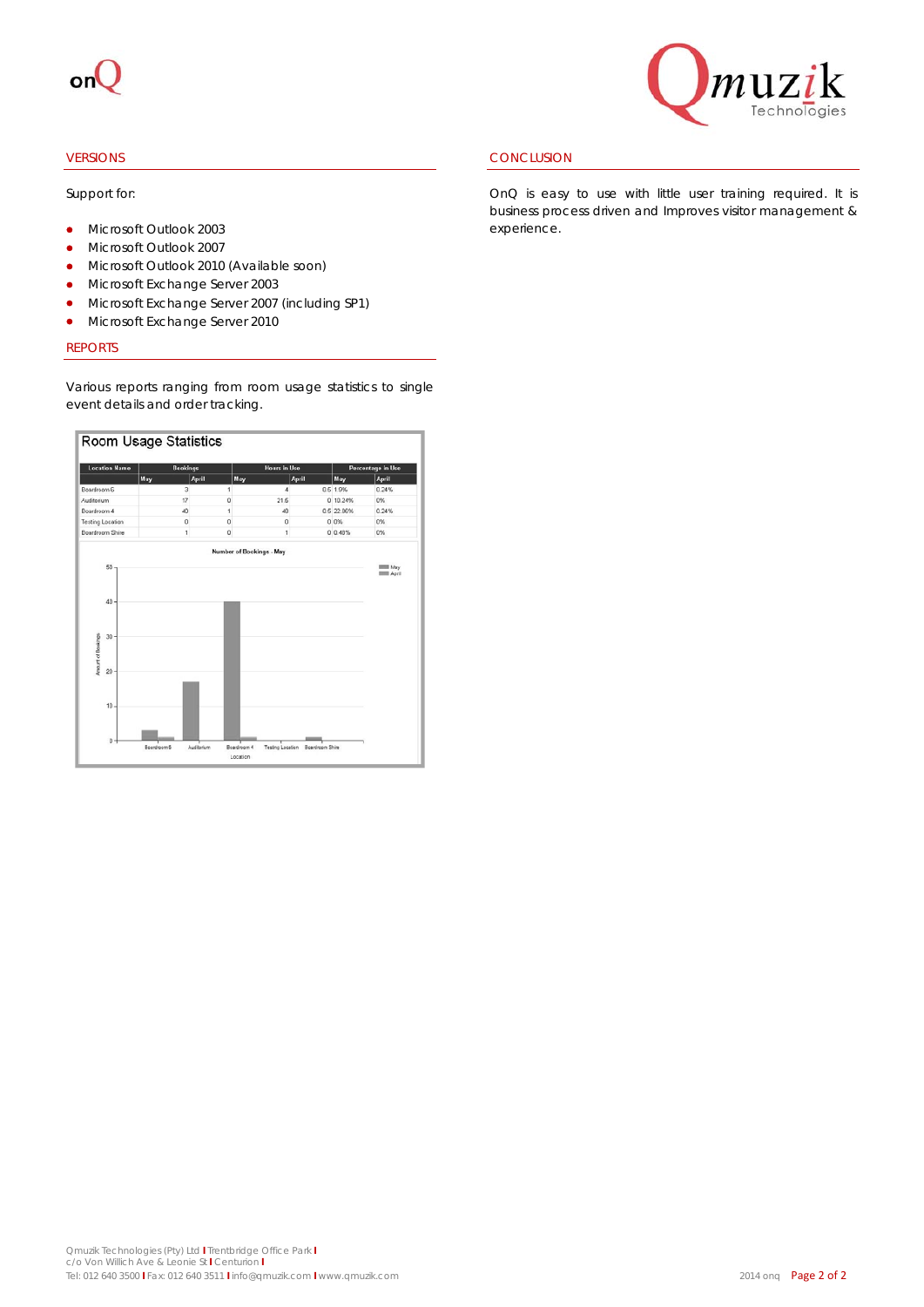## VERSIONS

Support for:

- Microsoft Outlook 2003
- Microsoft Outlook 2007
- Microsoft Outlook 2010 (Available soon)
- Microsoft Exchange Server 2003
- Microsoft Exchange Server 2007 (including SP1)
- Microsoft Exchange Server 2010

## REPORTS

Various reports ranging from room usage statistics to single event details and order tracking.

Room Usage Statistics

| Location Name | Bookings | | Hours in Use | | Percentage in Use | |
|---|---|---|---|---|---|---|
| | May | April | May | April | May | April |
| Boardroom 6 | 3 | 1 | 4 | 0.5 | 1.9% | 0.24% |
| Auditorium | 17 | 0 | 21.5 | 0 | 10.24% | 0% |
| Boardroom 4 | 40 | 1 | 48 | 0.5 | 22.86% | 0.24% |
| Testing Location | 0 | 0 | 0 | 0 | 0% | 0% |
| Boardroom Shire | 1 | 0 | 1 | 0 | 0.48% | 0% |

Number of Bookings - May

May
April

Amount of Bookings

0
10
20
30
40
50

Boardroom 6
Auditorium
Boardroom 4
Testing Location
Boardroom Shire

Location

## CONCLUSION

OnQ is easy to use with little user training required. It is business process driven and Improves visitor management & experience.

Qmuzik Technologies (Pty) Ltd | Trentbridge Office Park |
c/o Von Willich Ave & Leonie St | Centurion |
Tel: 012 640 3500 | Fax: 012 640 3511 | info@qmuzik.com | www.qmuzik.com